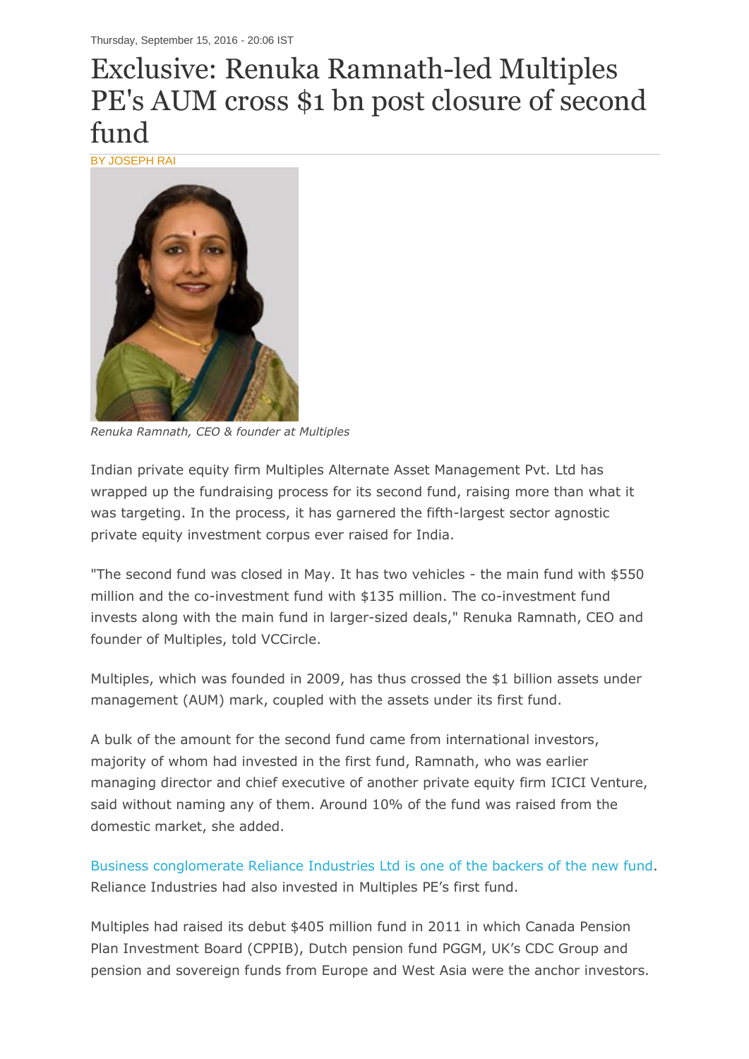Thursday, September 15, 2016 - 20:06 IST

# Exclusive: Renuka Ramnath-led Multiples PE's AUM cross $1 bn post closure of second fund

BY JOSEPH RAI

*Renuka Ramnath, CEO & founder at Multiples*

Indian private equity firm Multiples Alternate Asset Management Pvt. Ltd has wrapped up the fundraising process for its second fund, raising more than what it was targeting. In the process, it has garnered the fifth-largest sector agnostic private equity investment corpus ever raised for India.

"The second fund was closed in May. It has two vehicles - the main fund with $550 million and the co-investment fund with $135 million. The co-investment fund invests along with the main fund in larger-sized deals," Renuka Ramnath, CEO and founder of Multiples, told VCCircle.

Multiples, which was founded in 2009, has thus crossed the $1 billion assets under management (AUM) mark, coupled with the assets under its first fund.

A bulk of the amount for the second fund came from international investors, majority of whom had invested in the first fund, Ramnath, who was earlier managing director and chief executive of another private equity firm ICICI Venture, said without naming any of them. Around 10% of the fund was raised from the domestic market, she added.

Business conglomerate Reliance Industries Ltd is one of the backers of the new fund. Reliance Industries had also invested in Multiples PE's first fund.

Multiples had raised its debut $405 million fund in 2011 in which Canada Pension Plan Investment Board (CPPIB), Dutch pension fund PGGM, UK's CDC Group and pension and sovereign funds from Europe and West Asia were the anchor investors.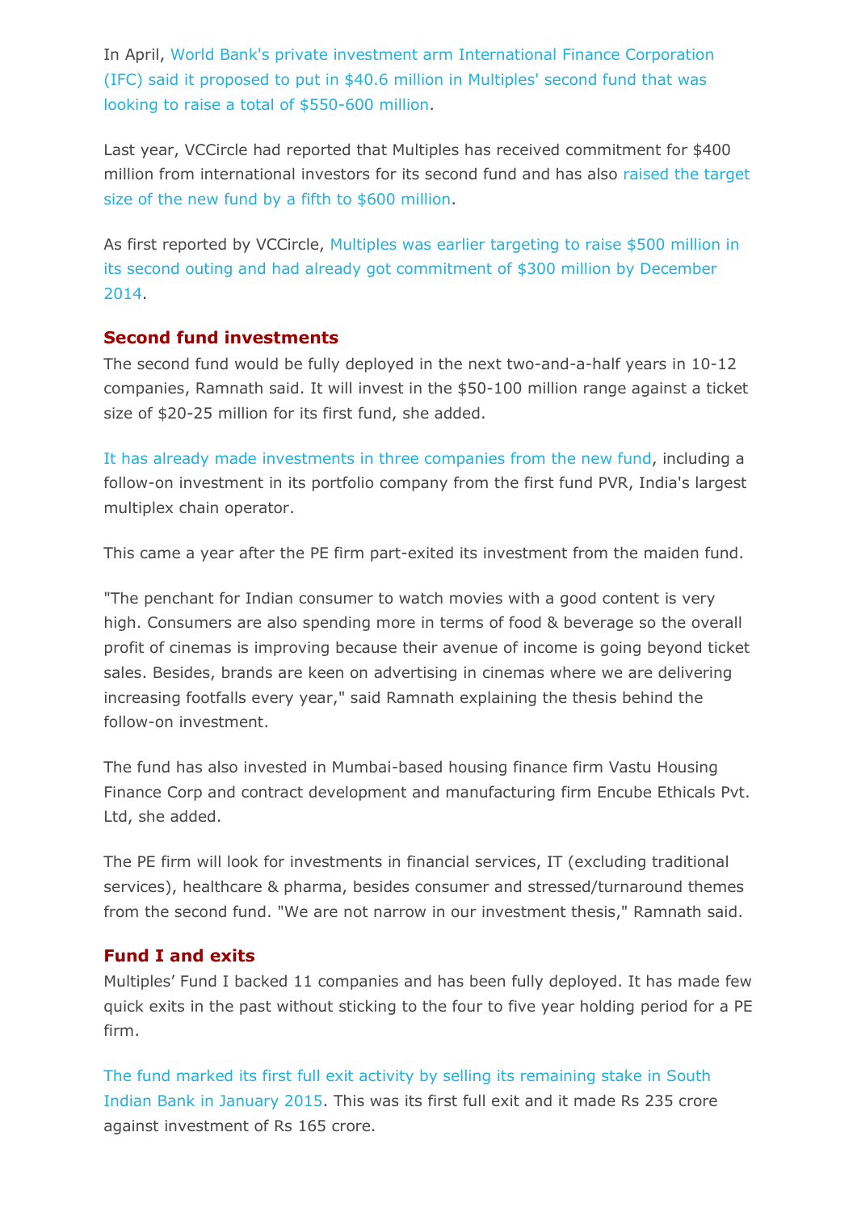In April, World Bank's private investment arm International Finance Corporation (IFC) said it proposed to put in $40.6 million in Multiples' second fund that was looking to raise a total of $550-600 million.

Last year, VCCircle had reported that Multiples has received commitment for $400 million from international investors for its second fund and has also raised the target size of the new fund by a fifth to $600 million.

As first reported by VCCircle, Multiples was earlier targeting to raise $500 million in its second outing and had already got commitment of $300 million by December 2014.

## Second fund investments

The second fund would be fully deployed in the next two-and-a-half years in 10-12 companies, Ramnath said. It will invest in the $50-100 million range against a ticket size of $20-25 million for its first fund, she added.

It has already made investments in three companies from the new fund, including a follow-on investment in its portfolio company from the first fund PVR, India's largest multiplex chain operator.

This came a year after the PE firm part-exited its investment from the maiden fund.

"The penchant for Indian consumer to watch movies with a good content is very high. Consumers are also spending more in terms of food & beverage so the overall profit of cinemas is improving because their avenue of income is going beyond ticket sales. Besides, brands are keen on advertising in cinemas where we are delivering increasing footfalls every year," said Ramnath explaining the thesis behind the follow-on investment.

The fund has also invested in Mumbai-based housing finance firm Vastu Housing Finance Corp and contract development and manufacturing firm Encube Ethicals Pvt. Ltd, she added.

The PE firm will look for investments in financial services, IT (excluding traditional services), healthcare & pharma, besides consumer and stressed/turnaround themes from the second fund. "We are not narrow in our investment thesis," Ramnath said.

## Fund I and exits

Multiples' Fund I backed 11 companies and has been fully deployed. It has made few quick exits in the past without sticking to the four to five year holding period for a PE firm.

The fund marked its first full exit activity by selling its remaining stake in South Indian Bank in January 2015. This was its first full exit and it made Rs 235 crore against investment of Rs 165 crore.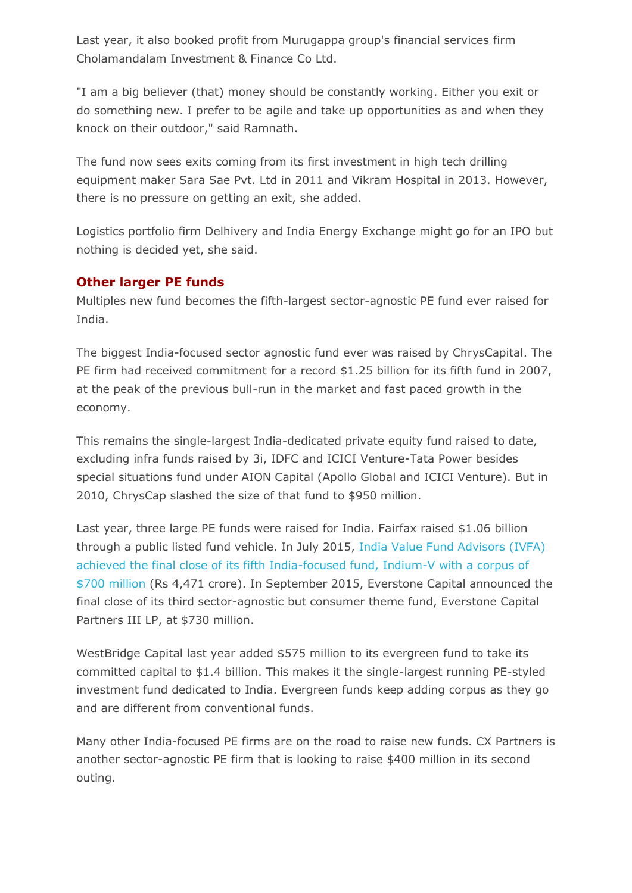Last year, it also booked profit from Murugappa group's financial services firm Cholamandalam Investment & Finance Co Ltd.

"I am a big believer (that) money should be constantly working. Either you exit or do something new. I prefer to be agile and take up opportunities as and when they knock on their outdoor," said Ramnath.

The fund now sees exits coming from its first investment in high tech drilling equipment maker Sara Sae Pvt. Ltd in 2011 and Vikram Hospital in 2013. However, there is no pressure on getting an exit, she added.

Logistics portfolio firm Delhivery and India Energy Exchange might go for an IPO but nothing is decided yet, she said.

### Other larger PE funds

Multiples new fund becomes the fifth-largest sector-agnostic PE fund ever raised for India.

The biggest India-focused sector agnostic fund ever was raised by ChrysCapital. The PE firm had received commitment for a record $1.25 billion for its fifth fund in 2007, at the peak of the previous bull-run in the market and fast paced growth in the economy.

This remains the single-largest India-dedicated private equity fund raised to date, excluding infra funds raised by 3i, IDFC and ICICI Venture-Tata Power besides special situations fund under AION Capital (Apollo Global and ICICI Venture). But in 2010, ChrysCap slashed the size of that fund to $950 million.

Last year, three large PE funds were raised for India. Fairfax raised $1.06 billion through a public listed fund vehicle. In July 2015, India Value Fund Advisors (IVFA) achieved the final close of its fifth India-focused fund, Indium-V with a corpus of $700 million (Rs 4,471 crore). In September 2015, Everstone Capital announced the final close of its third sector-agnostic but consumer theme fund, Everstone Capital Partners III LP, at $730 million.

WestBridge Capital last year added $575 million to its evergreen fund to take its committed capital to $1.4 billion. This makes it the single-largest running PE-styled investment fund dedicated to India. Evergreen funds keep adding corpus as they go and are different from conventional funds.

Many other India-focused PE firms are on the road to raise new funds. CX Partners is another sector-agnostic PE firm that is looking to raise $400 million in its second outing.